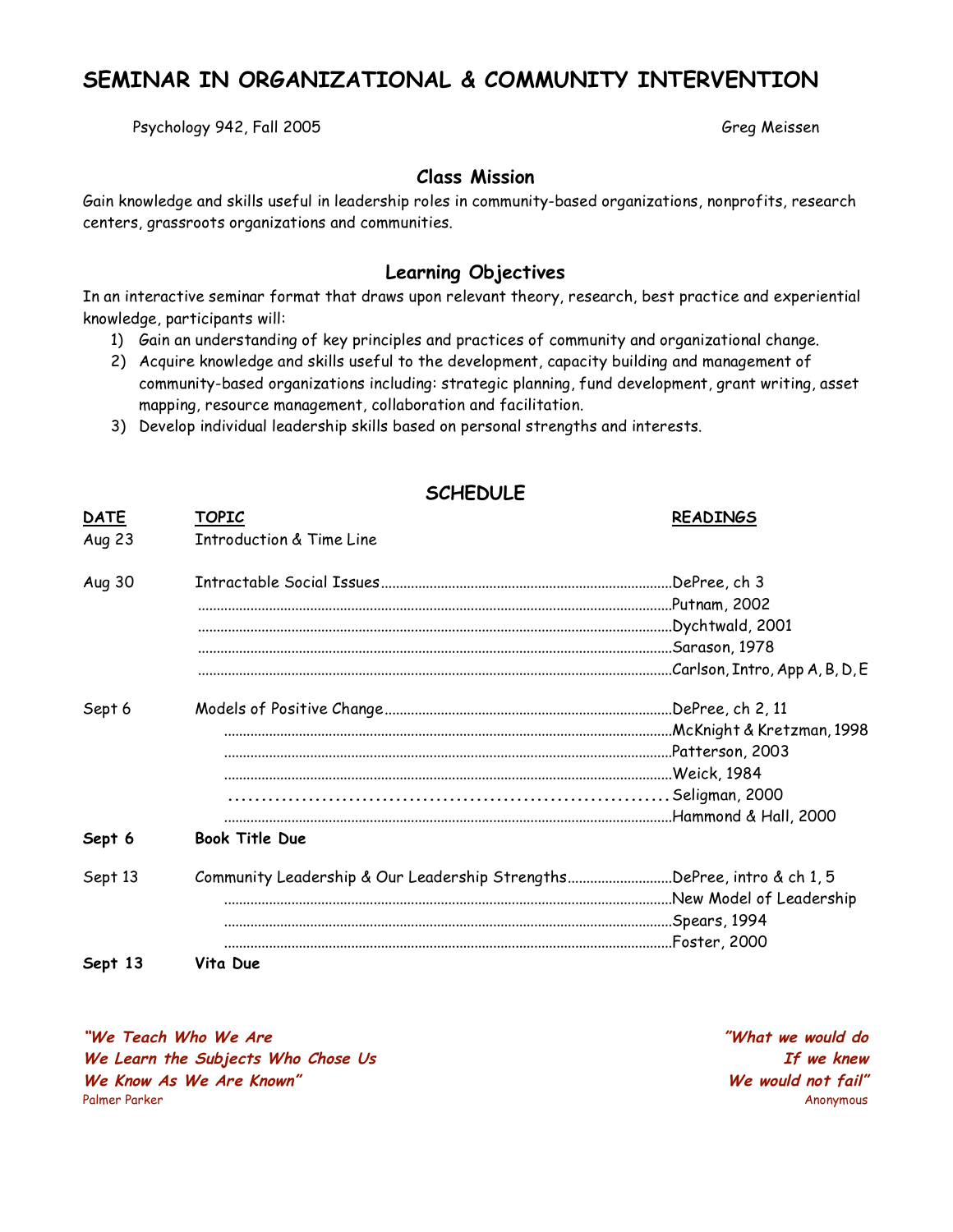# SEMINAR IN ORGANIZATIONAL & COMMUNITY INTERVENTION

Psychology 942, Fall 2005 — Greg Meissen

## Class Mission

Gain knowledge and skills useful in leadership roles in community-based organizations, nonprofits, research centers, grassroots organizations and communities.

## Learning Objectives

In an interactive seminar format that draws upon relevant theory, research, best practice and experiential knowledge, participants will:

1) Gain an understanding of key principles and practices of community and organizational change.
2) Acquire knowledge and skills useful to the development, capacity building and management of community-based organizations including: strategic planning, fund development, grant writing, asset mapping, resource management, collaboration and facilitation.
3) Develop individual leadership skills based on personal strengths and interests.

## SCHEDULE

| DATE | TOPIC | READINGS |
|---|---|---|
| Aug 23 | Introduction & Time Line | |
| Aug 30 | Intractable Social Issues | DePree, ch 3 |
| | | Putnam, 2002 |
| | | Dychtwald, 2001 |
| | | Sarason, 1978 |
| | | Carlson, Intro, App A, B, D, E |
| Sept 6 | Models of Positive Change | DePree, ch 2, 11 |
| | | McKnight & Kretzman, 1998 |
| | | Patterson, 2003 |
| | | Weick, 1984 |
| | | Seligman, 2000 |
| | | Hammond & Hall, 2000 |
| **Sept 6** | **Book Title Due** | |
| Sept 13 | Community Leadership & Our Leadership Strengths | DePree, intro & ch 1, 5 |
| | | New Model of Leadership |
| | | Spears, 1994 |
| | | Foster, 2000 |
| **Sept 13** | **Vita Due** | |

***"We Teach Who We Are***
***We Learn the Subjects Who Chose Us***
***We Know As We Are Known"***
Palmer Parker

***"What we would do***
***If we knew***
***We would not fail"***
Anonymous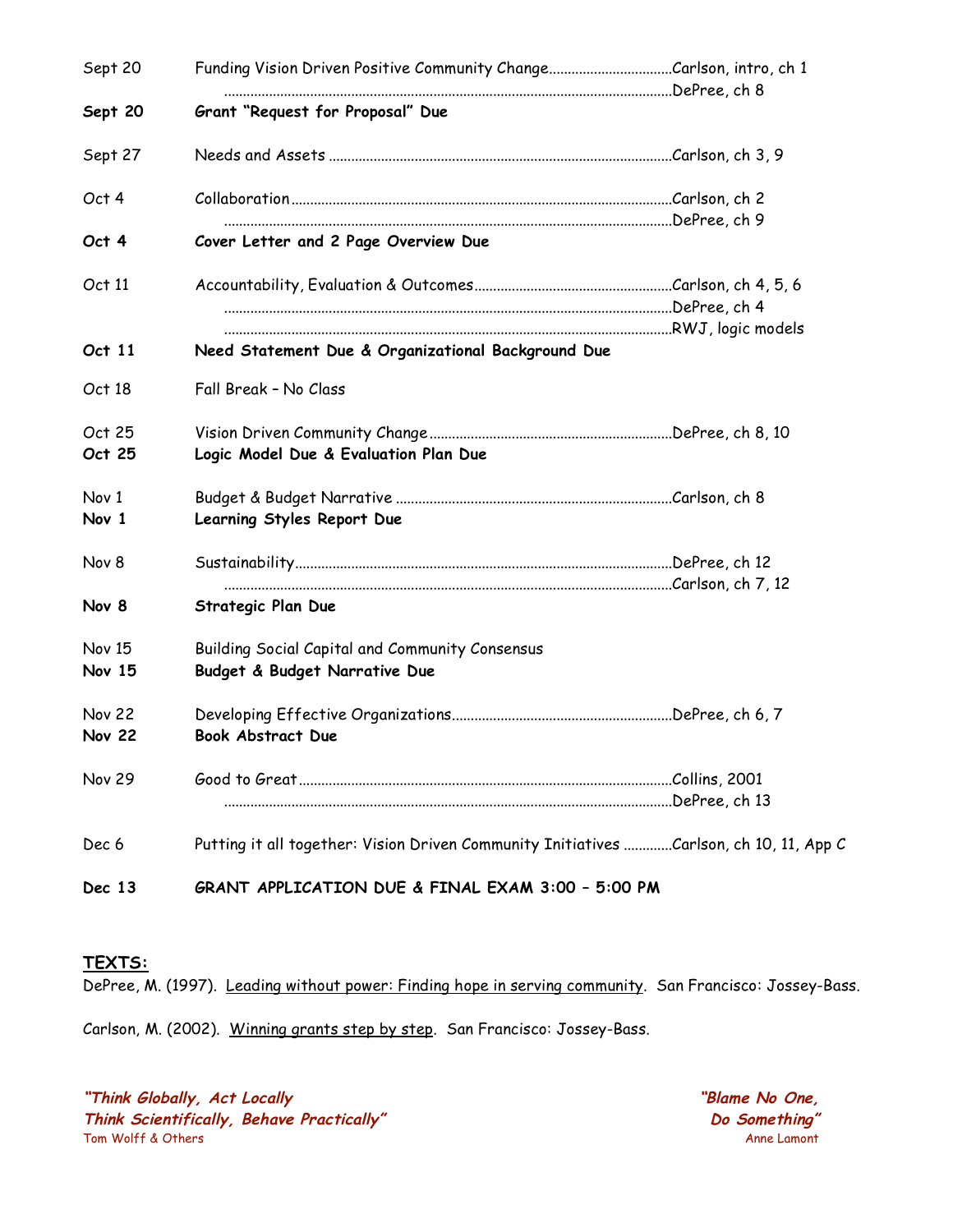| Date | Topic | Reading |
|---|---|---|
| Sept 20 | Funding Vision Driven Positive Community Change | Carlson, intro, ch 1 |
| | | DePree, ch 8 |
| **Sept 20** | **Grant "Request for Proposal" Due** | |
| Sept 27 | Needs and Assets | Carlson, ch 3, 9 |
| Oct 4 | Collaboration | Carlson, ch 2 |
| | | DePree, ch 9 |
| **Oct 4** | **Cover Letter and 2 Page Overview Due** | |
| Oct 11 | Accountability, Evaluation & Outcomes | Carlson, ch 4, 5, 6 |
| | | DePree, ch 4 |
| | | RWJ, logic models |
| **Oct 11** | **Need Statement Due & Organizational Background Due** | |
| Oct 18 | Fall Break – No Class | |
| Oct 25 | Vision Driven Community Change | DePree, ch 8, 10 |
| **Oct 25** | **Logic Model Due & Evaluation Plan Due** | |
| Nov 1 | Budget & Budget Narrative | Carlson, ch 8 |
| **Nov 1** | **Learning Styles Report Due** | |
| Nov 8 | Sustainability | DePree, ch 12 |
| | | Carlson, ch 7, 12 |
| **Nov 8** | **Strategic Plan Due** | |
| Nov 15 | Building Social Capital and Community Consensus | |
| **Nov 15** | **Budget & Budget Narrative Due** | |
| Nov 22 | Developing Effective Organizations | DePree, ch 6, 7 |
| **Nov 22** | **Book Abstract Due** | |
| Nov 29 | Good to Great | Collins, 2001 |
| | | DePree, ch 13 |
| Dec 6 | Putting it all together: Vision Driven Community Initiatives | Carlson, ch 10, 11, App C |
| **Dec 13** | **GRANT APPLICATION DUE & FINAL EXAM 3:00 – 5:00 PM** | |

**TEXTS:**

DePree, M. (1997). Leading without power: Finding hope in serving community. San Francisco: Jossey-Bass.

Carlson, M. (2002). Winning grants step by step. San Francisco: Jossey-Bass.

***"Think Globally, Act Locally***
***Think Scientifically, Behave Practically"***
Tom Wolff & Others

***"Blame No One,***
***Do Something"***
Anne Lamont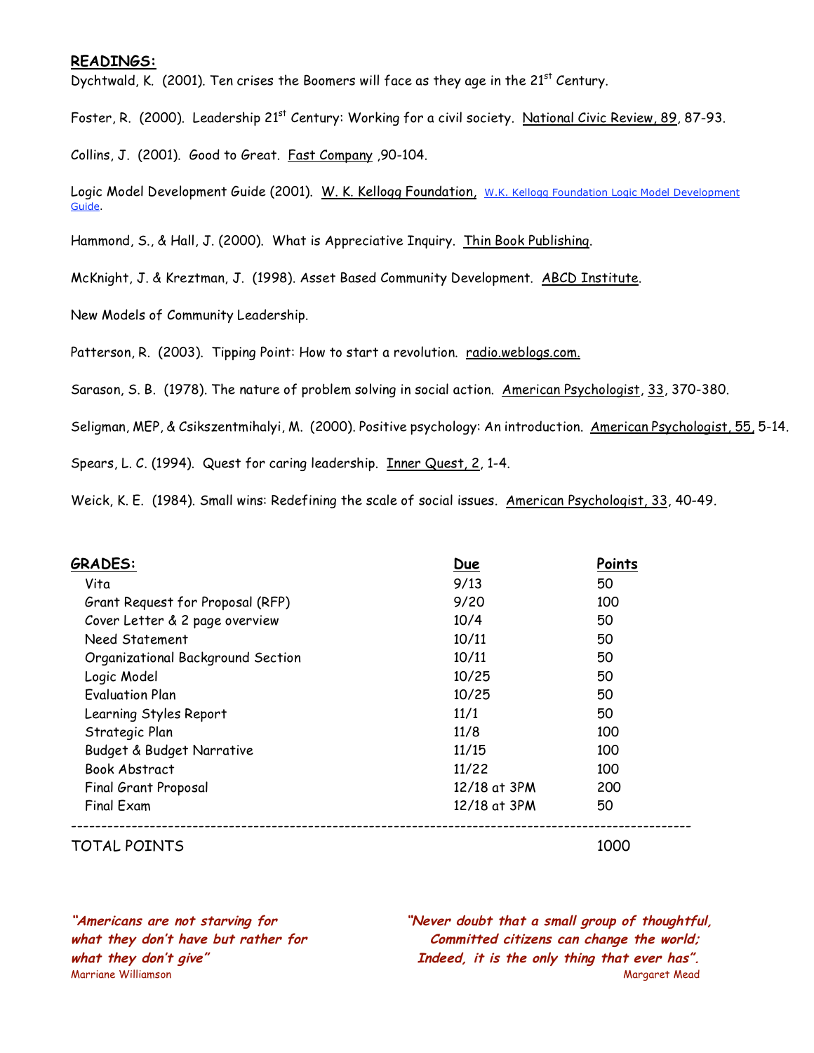**READINGS:**

Dychtwald, K. (2001). Ten crises the Boomers will face as they age in the 21st Century.

Foster, R. (2000). Leadership 21st Century: Working for a civil society. National Civic Review, 89, 87-93.

Collins, J. (2001). Good to Great. Fast Company ,90-104.

Logic Model Development Guide (2001). W. K. Kellogg Foundation, W.K. Kellogg Foundation Logic Model Development Guide.

Hammond, S., & Hall, J. (2000). What is Appreciative Inquiry. Thin Book Publishing.

McKnight, J. & Kreztman, J. (1998). Asset Based Community Development. ABCD Institute.

New Models of Community Leadership.

Patterson, R. (2003). Tipping Point: How to start a revolution. radio.weblogs.com.

Sarason, S. B. (1978). The nature of problem solving in social action. American Psychologist, 33, 370-380.

Seligman, MEP, & Csikszentmihalyi, M. (2000). Positive psychology: An introduction. American Psychologist, 55, 5-14.

Spears, L. C. (1994). Quest for caring leadership. Inner Quest, 2, 1-4.

Weick, K. E. (1984). Small wins: Redefining the scale of social issues. American Psychologist, 33, 40-49.

| **GRADES:** | **Due** | **Points** |
|---|---|---|
| Vita | 9/13 | 50 |
| Grant Request for Proposal (RFP) | 9/20 | 100 |
| Cover Letter & 2 page overview | 10/4 | 50 |
| Need Statement | 10/11 | 50 |
| Organizational Background Section | 10/11 | 50 |
| Logic Model | 10/25 | 50 |
| Evaluation Plan | 10/25 | 50 |
| Learning Styles Report | 11/1 | 50 |
| Strategic Plan | 11/8 | 100 |
| Budget & Budget Narrative | 11/15 | 100 |
| Book Abstract | 11/22 | 100 |
| Final Grant Proposal | 12/18 at 3PM | 200 |
| Final Exam | 12/18 at 3PM | 50 |
| TOTAL POINTS | | 1000 |

***"Americans are not starving for what they don't have but rather for what they don't give"***
Marriane Williamson

***"Never doubt that a small group of thoughtful, Committed citizens can change the world; Indeed, it is the only thing that ever has".***
Margaret Mead